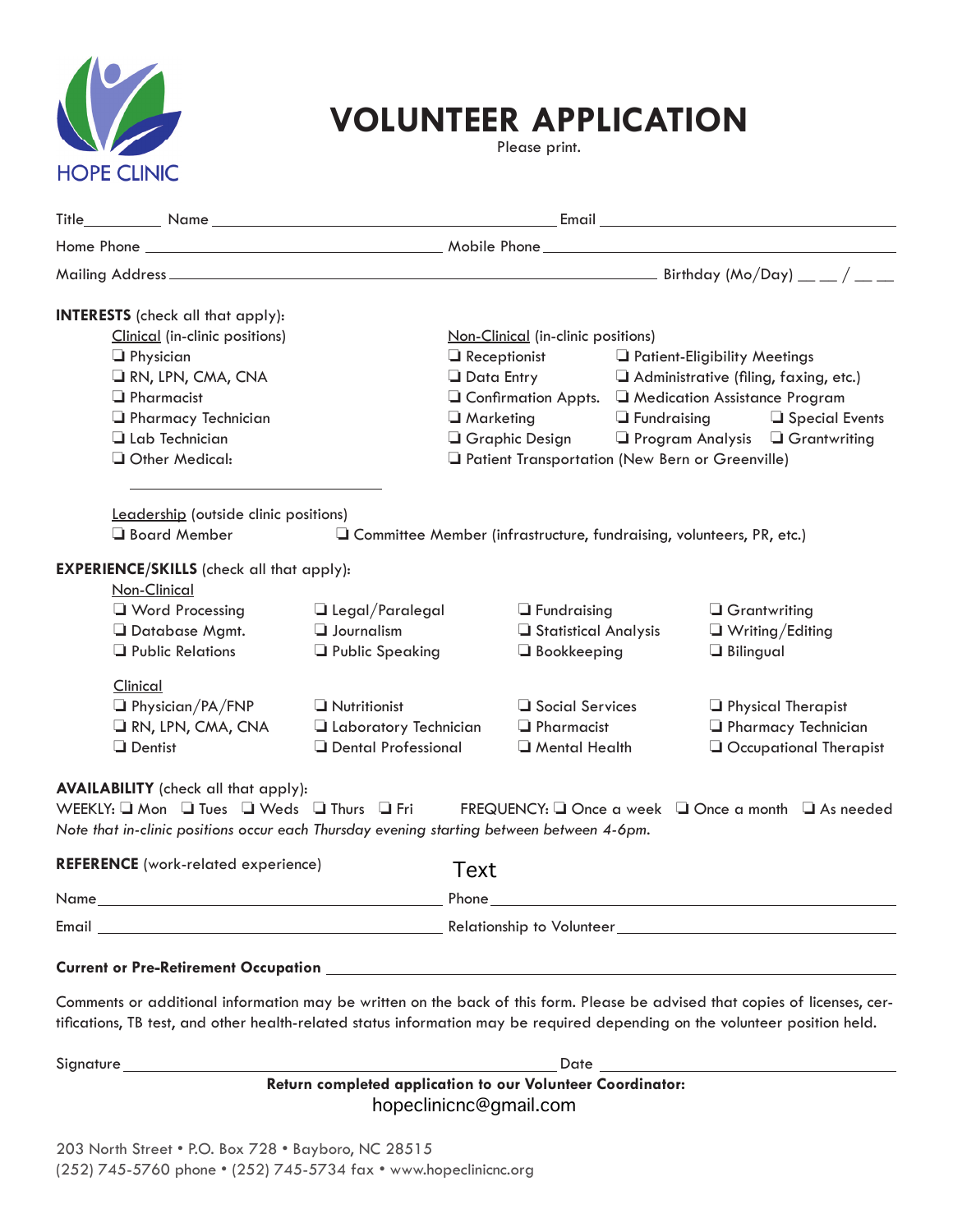HOPE CLINIC

# VOLUNTEER APPLICATION

Please print.

Title__________ Name ______________________________________ Email ______________________________________

Home Phone ______________________________________ Mobile Phone ______________________________________

Mailing Address ______________________________________________________________ Birthday (Mo/Day) __ __ / __ __

**INTERESTS** (check all that apply):

Clinical (in-clinic positions)

- ❏ Physician
- ❏ RN, LPN, CMA, CNA
- ❏ Pharmacist
- ❏ Pharmacy Technician
- ❏ Lab Technician
- ❏ Other Medical: ______________________

Non-Clinical (in-clinic positions)

- ❏ Receptionist
- ❏ Patient-Eligibility Meetings
- ❏ Data Entry
- ❏ Administrative (filing, faxing, etc.)
- ❏ Confirmation Appts.
- ❏ Medication Assistance Program
- ❏ Marketing
- ❏ Fundraising
- ❏ Special Events
- ❏ Graphic Design
- ❏ Program Analysis
- ❏ Grantwriting
- ❏ Patient Transportation (New Bern or Greenville)

Leadership (outside clinic positions)

- ❏ Board Member
- ❏ Committee Member (infrastructure, fundraising, volunteers, PR, etc.)

**EXPERIENCE/SKILLS** (check all that apply):

Non-Clinical

- ❏ Word Processing
- ❏ Legal/Paralegal
- ❏ Fundraising
- ❏ Grantwriting
- ❏ Database Mgmt.
- ❏ Journalism
- ❏ Statistical Analysis
- ❏ Writing/Editing
- ❏ Public Relations
- ❏ Public Speaking
- ❏ Bookkeeping
- ❏ Bilingual

Clinical

- ❏ Physician/PA/FNP
- ❏ Nutritionist
- ❏ Social Services
- ❏ Physical Therapist
- ❏ RN, LPN, CMA, CNA
- ❏ Laboratory Technician
- ❏ Pharmacist
- ❏ Pharmacy Technician
- ❏ Dentist
- ❏ Dental Professional
- ❏ Mental Health
- ❏ Occupational Therapist

**AVAILABILITY** (check all that apply):

WEEKLY: ❏ Mon ❏ Tues ❏ Weds ❏ Thurs ❏ Fri FREQUENCY: ❏ Once a week ❏ Once a month ❏ As needed

*Note that in-clinic positions occur each Thursday evening starting between between 4-6pm.*

**REFERENCE** (work-related experience)

Text

Name ______________________________________ Phone ______________________________________

Email ______________________________________ Relationship to Volunteer ______________________________________

**Current or Pre-Retirement Occupation** ______________________________________

Comments or additional information may be written on the back of this form. Please be advised that copies of licenses, certifications, TB test, and other health-related status information may be required depending on the volunteer position held.

Signature ______________________________________ Date ______________________________________

**Return completed application to our Volunteer Coordinator:**

hopeclinicnc@gmail.com

203 North Street • P.O. Box 728 • Bayboro, NC 28515
(252) 745-5760 phone • (252) 745-5734 fax • www.hopeclinicnc.org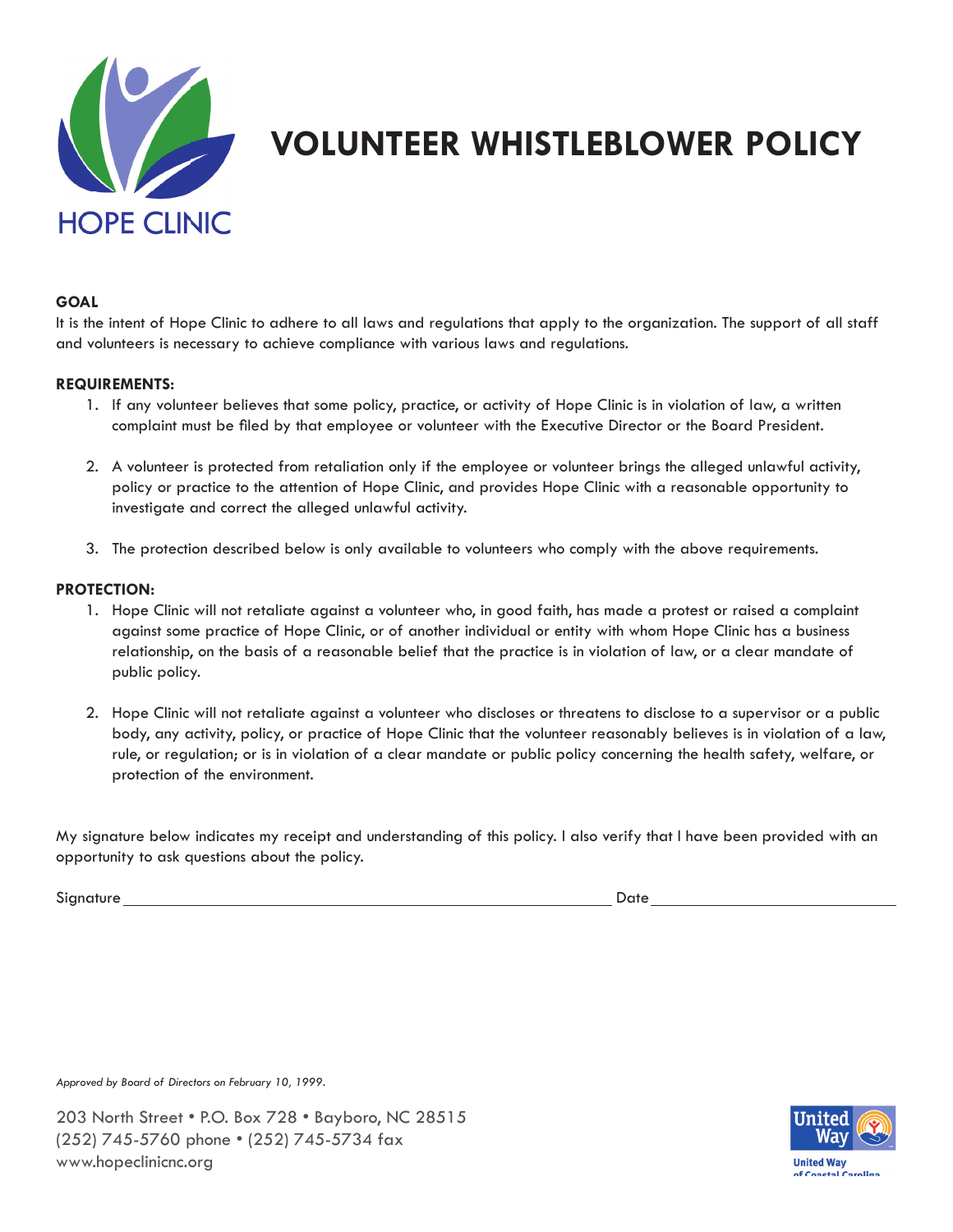HOPE CLINIC

# VOLUNTEER WHISTLEBLOWER POLICY

**GOAL**

It is the intent of Hope Clinic to adhere to all laws and regulations that apply to the organization. The support of all staff and volunteers is necessary to achieve compliance with various laws and regulations.

**REQUIREMENTS:**

1. If any volunteer believes that some policy, practice, or activity of Hope Clinic is in violation of law, a written complaint must be filed by that employee or volunteer with the Executive Director or the Board President.
2. A volunteer is protected from retaliation only if the employee or volunteer brings the alleged unlawful activity, policy or practice to the attention of Hope Clinic, and provides Hope Clinic with a reasonable opportunity to investigate and correct the alleged unlawful activity.
3. The protection described below is only available to volunteers who comply with the above requirements.

**PROTECTION:**

1. Hope Clinic will not retaliate against a volunteer who, in good faith, has made a protest or raised a complaint against some practice of Hope Clinic, or of another individual or entity with whom Hope Clinic has a business relationship, on the basis of a reasonable belief that the practice is in violation of law, or a clear mandate of public policy.
2. Hope Clinic will not retaliate against a volunteer who discloses or threatens to disclose to a supervisor or a public body, any activity, policy, or practice of Hope Clinic that the volunteer reasonably believes is in violation of a law, rule, or regulation; or is in violation of a clear mandate or public policy concerning the health safety, welfare, or protection of the environment.

My signature below indicates my receipt and understanding of this policy. I also verify that I have been provided with an opportunity to ask questions about the policy.

Signature ______________________________ Date ______________

*Approved by Board of Directors on February 10, 1999.*

203 North Street • P.O. Box 728 • Bayboro, NC 28515
(252) 745-5760 phone • (252) 745-5734 fax
www.hopeclinicnc.org

United Way of Coastal Carolina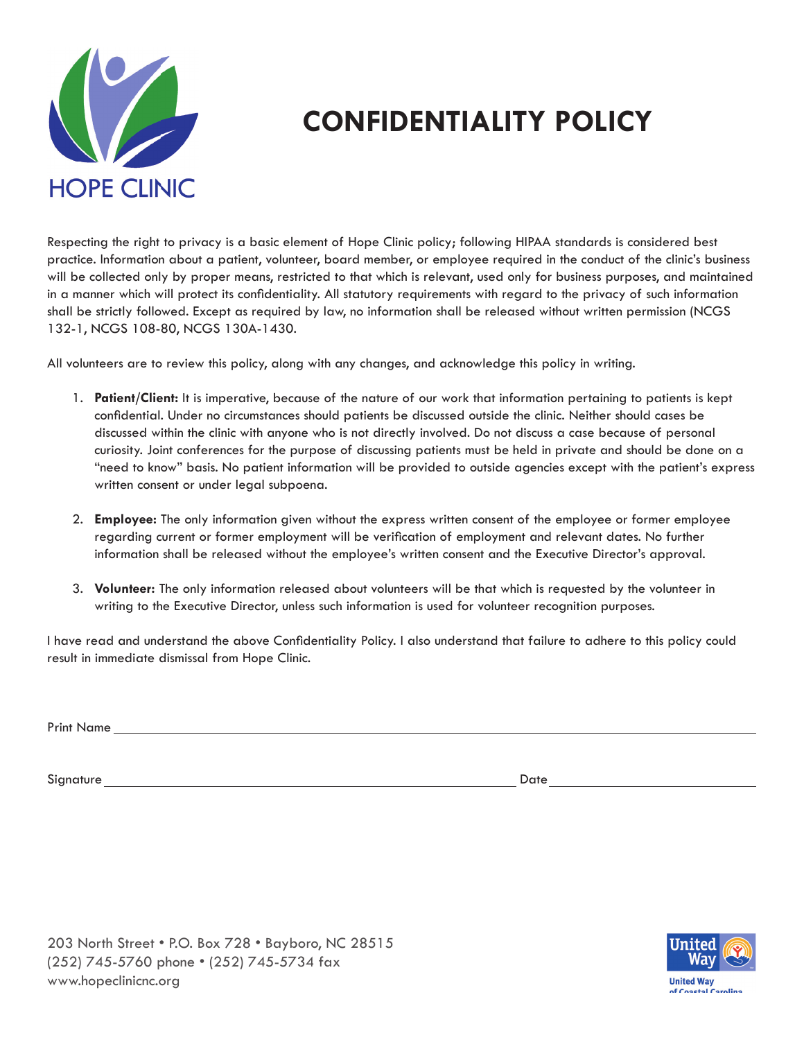HOPE CLINIC

# CONFIDENTIALITY POLICY

Respecting the right to privacy is a basic element of Hope Clinic policy; following HIPAA standards is considered best practice. Information about a patient, volunteer, board member, or employee required in the conduct of the clinic's business will be collected only by proper means, restricted to that which is relevant, used only for business purposes, and maintained in a manner which will protect its confidentiality. All statutory requirements with regard to the privacy of such information shall be strictly followed. Except as required by law, no information shall be released without written permission (NCGS 132-1, NCGS 108-80, NCGS 130A-1430.

All volunteers are to review this policy, along with any changes, and acknowledge this policy in writing.

1. **Patient/Client:** It is imperative, because of the nature of our work that information pertaining to patients is kept confidential. Under no circumstances should patients be discussed outside the clinic. Neither should cases be discussed within the clinic with anyone who is not directly involved. Do not discuss a case because of personal curiosity. Joint conferences for the purpose of discussing patients must be held in private and should be done on a "need to know" basis. No patient information will be provided to outside agencies except with the patient's express written consent or under legal subpoena.

2. **Employee:** The only information given without the express written consent of the employee or former employee regarding current or former employment will be verification of employment and relevant dates. No further information shall be released without the employee's written consent and the Executive Director's approval.

3. **Volunteer:** The only information released about volunteers will be that which is requested by the volunteer in writing to the Executive Director, unless such information is used for volunteer recognition purposes.

I have read and understand the above Confidentiality Policy. I also understand that failure to adhere to this policy could result in immediate dismissal from Hope Clinic.

Print Name ______________________________________________

Signature ______________________________ Date ________________

203 North Street • P.O. Box 728 • Bayboro, NC 28515
(252) 745-5760 phone • (252) 745-5734 fax
www.hopeclinicnc.org

United Way of Coastal Carolina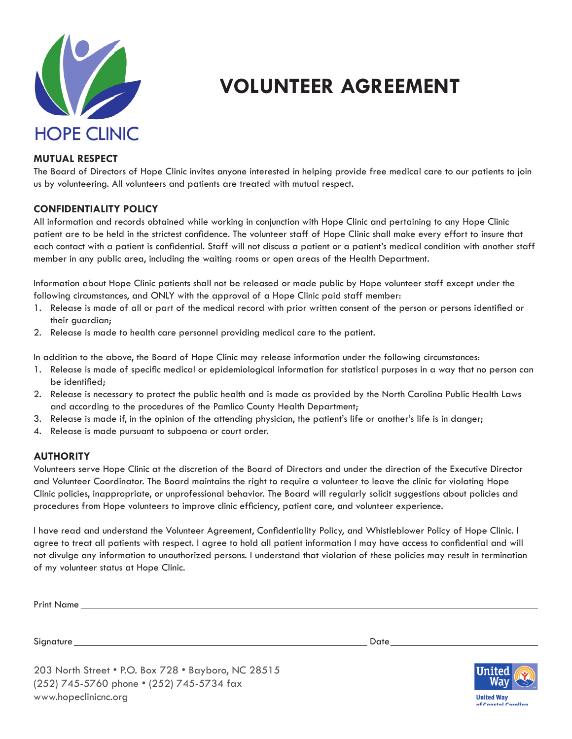HOPE CLINIC

# VOLUNTEER AGREEMENT

## MUTUAL RESPECT

The Board of Directors of Hope Clinic invites anyone interested in helping provide free medical care to our patients to join us by volunteering. All volunteers and patients are treated with mutual respect.

## CONFIDENTIALITY POLICY

All information and records obtained while working in conjunction with Hope Clinic and pertaining to any Hope Clinic patient are to be held in the strictest confidence. The volunteer staff of Hope Clinic shall make every effort to insure that each contact with a patient is confidential. Staff will not discuss a patient or a patient's medical condition with another staff member in any public area, including the waiting rooms or open areas of the Health Department.

Information about Hope Clinic patients shall not be released or made public by Hope volunteer staff except under the following circumstances, and ONLY with the approval of a Hope Clinic paid staff member:

1. Release is made of all or part of the medical record with prior written consent of the person or persons identified or their guardian;
2. Release is made to health care personnel providing medical care to the patient.

In addition to the above, the Board of Hope Clinic may release information under the following circumstances:

1. Release is made of specific medical or epidemiological information for statistical purposes in a way that no person can be identified;
2. Release is necessary to protect the public health and is made as provided by the North Carolina Public Health Laws and according to the procedures of the Pamlico County Health Department;
3. Release is made if, in the opinion of the attending physician, the patient's life or another's life is in danger;
4. Release is made pursuant to subpoena or court order.

## AUTHORITY

Volunteers serve Hope Clinic at the discretion of the Board of Directors and under the direction of the Executive Director and Volunteer Coordinator. The Board maintains the right to require a volunteer to leave the clinic for violating Hope Clinic policies, inappropriate, or unprofessional behavior. The Board will regularly solicit suggestions about policies and procedures from Hope volunteers to improve clinic efficiency, patient care, and volunteer experience.

I have read and understand the Volunteer Agreement, Confidentiality Policy, and Whistleblower Policy of Hope Clinic. I agree to treat all patients with respect. I agree to hold all patient information I may have access to confidential and will not divulge any information to unauthorized persons. I understand that violation of these policies may result in termination of my volunteer status at Hope Clinic.

Print Name ______________________________________________

Signature ______________________________ Date ______________

203 North Street • P.O. Box 728 • Bayboro, NC 28515
(252) 745-5760 phone • (252) 745-5734 fax
www.hopeclinicnc.org

United Way
United Way of Coastal Carolina